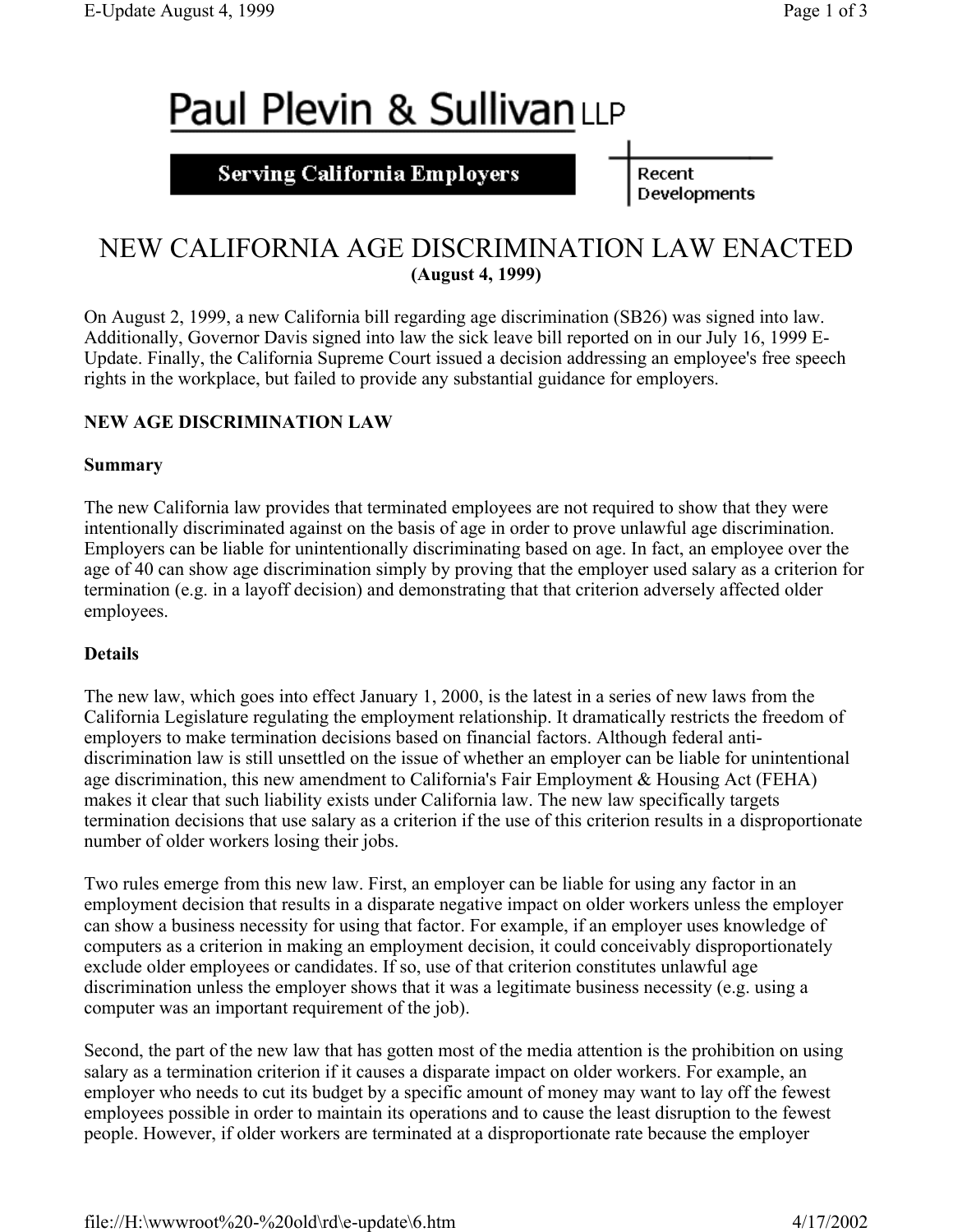Paul Plevin & Sullivan LLP

**Serving California Employers**

Recent Developments

# NEW CALIFORNIA AGE DISCRIMINATION LAW ENACTED

**(August 4, 1999)**

On August 2, 1999, a new California bill regarding age discrimination (SB26) was signed into law. Additionally, Governor Davis signed into law the sick leave bill reported on in our July 16, 1999 E-Update. Finally, the California Supreme Court issued a decision addressing an employee's free speech rights in the workplace, but failed to provide any substantial guidance for employers.

## NEW AGE DISCRIMINATION LAW

### Summary

The new California law provides that terminated employees are not required to show that they were intentionally discriminated against on the basis of age in order to prove unlawful age discrimination. Employers can be liable for unintentionally discriminating based on age. In fact, an employee over the age of 40 can show age discrimination simply by proving that the employer used salary as a criterion for termination (e.g. in a layoff decision) and demonstrating that that criterion adversely affected older employees.

### Details

The new law, which goes into effect January 1, 2000, is the latest in a series of new laws from the California Legislature regulating the employment relationship. It dramatically restricts the freedom of employers to make termination decisions based on financial factors. Although federal anti-discrimination law is still unsettled on the issue of whether an employer can be liable for unintentional age discrimination, this new amendment to California's Fair Employment & Housing Act (FEHA) makes it clear that such liability exists under California law. The new law specifically targets termination decisions that use salary as a criterion if the use of this criterion results in a disproportionate number of older workers losing their jobs.

Two rules emerge from this new law. First, an employer can be liable for using any factor in an employment decision that results in a disparate negative impact on older workers unless the employer can show a business necessity for using that factor. For example, if an employer uses knowledge of computers as a criterion in making an employment decision, it could conceivably disproportionately exclude older employees or candidates. If so, use of that criterion constitutes unlawful age discrimination unless the employer shows that it was a legitimate business necessity (e.g. using a computer was an important requirement of the job).

Second, the part of the new law that has gotten most of the media attention is the prohibition on using salary as a termination criterion if it causes a disparate impact on older workers. For example, an employer who needs to cut its budget by a specific amount of money may want to lay off the fewest employees possible in order to maintain its operations and to cause the least disruption to the fewest people. However, if older workers are terminated at a disproportionate rate because the employer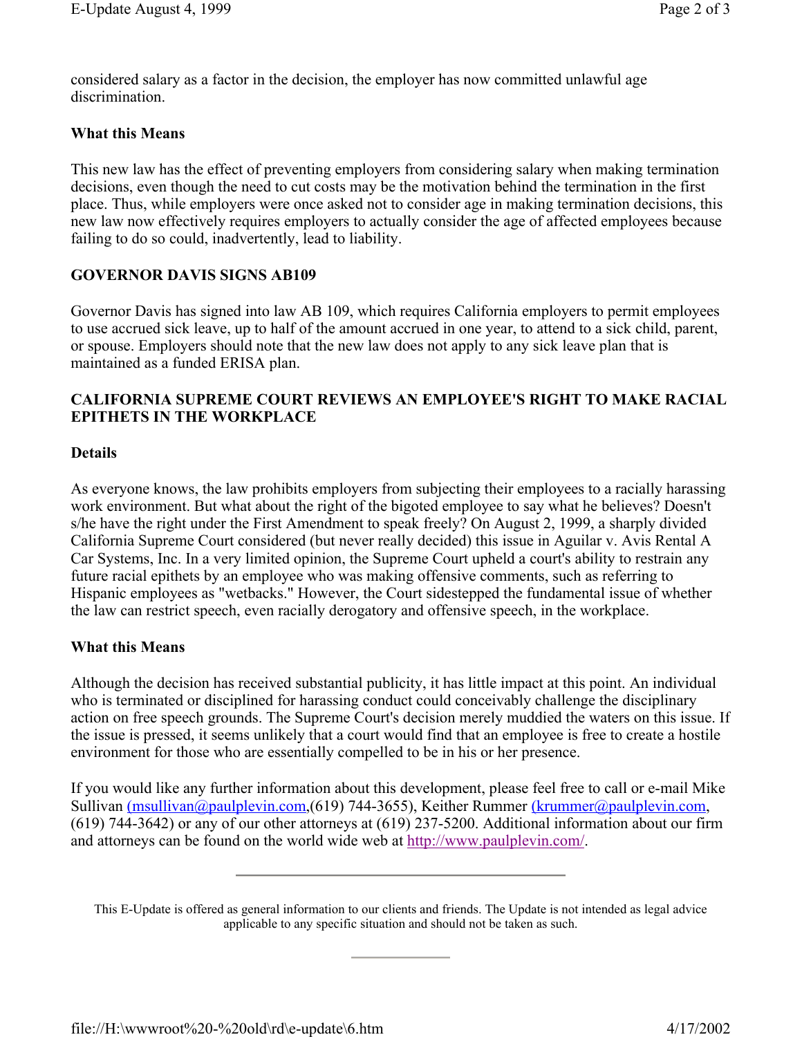considered salary as a factor in the decision, the employer has now committed unlawful age discrimination.

**What this Means**

This new law has the effect of preventing employers from considering salary when making termination decisions, even though the need to cut costs may be the motivation behind the termination in the first place. Thus, while employers were once asked not to consider age in making termination decisions, this new law now effectively requires employers to actually consider the age of affected employees because failing to do so could, inadvertently, lead to liability.

**GOVERNOR DAVIS SIGNS AB109**

Governor Davis has signed into law AB 109, which requires California employers to permit employees to use accrued sick leave, up to half of the amount accrued in one year, to attend to a sick child, parent, or spouse. Employers should note that the new law does not apply to any sick leave plan that is maintained as a funded ERISA plan.

**CALIFORNIA SUPREME COURT REVIEWS AN EMPLOYEE'S RIGHT TO MAKE RACIAL EPITHETS IN THE WORKPLACE**

**Details**

As everyone knows, the law prohibits employers from subjecting their employees to a racially harassing work environment. But what about the right of the bigoted employee to say what he believes? Doesn't s/he have the right under the First Amendment to speak freely? On August 2, 1999, a sharply divided California Supreme Court considered (but never really decided) this issue in Aguilar v. Avis Rental A Car Systems, Inc. In a very limited opinion, the Supreme Court upheld a court's ability to restrain any future racial epithets by an employee who was making offensive comments, such as referring to Hispanic employees as "wetbacks." However, the Court sidestepped the fundamental issue of whether the law can restrict speech, even racially derogatory and offensive speech, in the workplace.

**What this Means**

Although the decision has received substantial publicity, it has little impact at this point. An individual who is terminated or disciplined for harassing conduct could conceivably challenge the disciplinary action on free speech grounds. The Supreme Court's decision merely muddied the waters on this issue. If the issue is pressed, it seems unlikely that a court would find that an employee is free to create a hostile environment for those who are essentially compelled to be in his or her presence.

If you would like any further information about this development, please feel free to call or e-mail Mike Sullivan (msullivan@paulplevin.com,(619) 744-3655), Keither Rummer (krummer@paulplevin.com, (619) 744-3642) or any of our other attorneys at (619) 237-5200. Additional information about our firm and attorneys can be found on the world wide web at http://www.paulplevin.com/.

---

This E-Update is offered as general information to our clients and friends. The Update is not intended as legal advice applicable to any specific situation and should not be taken as such.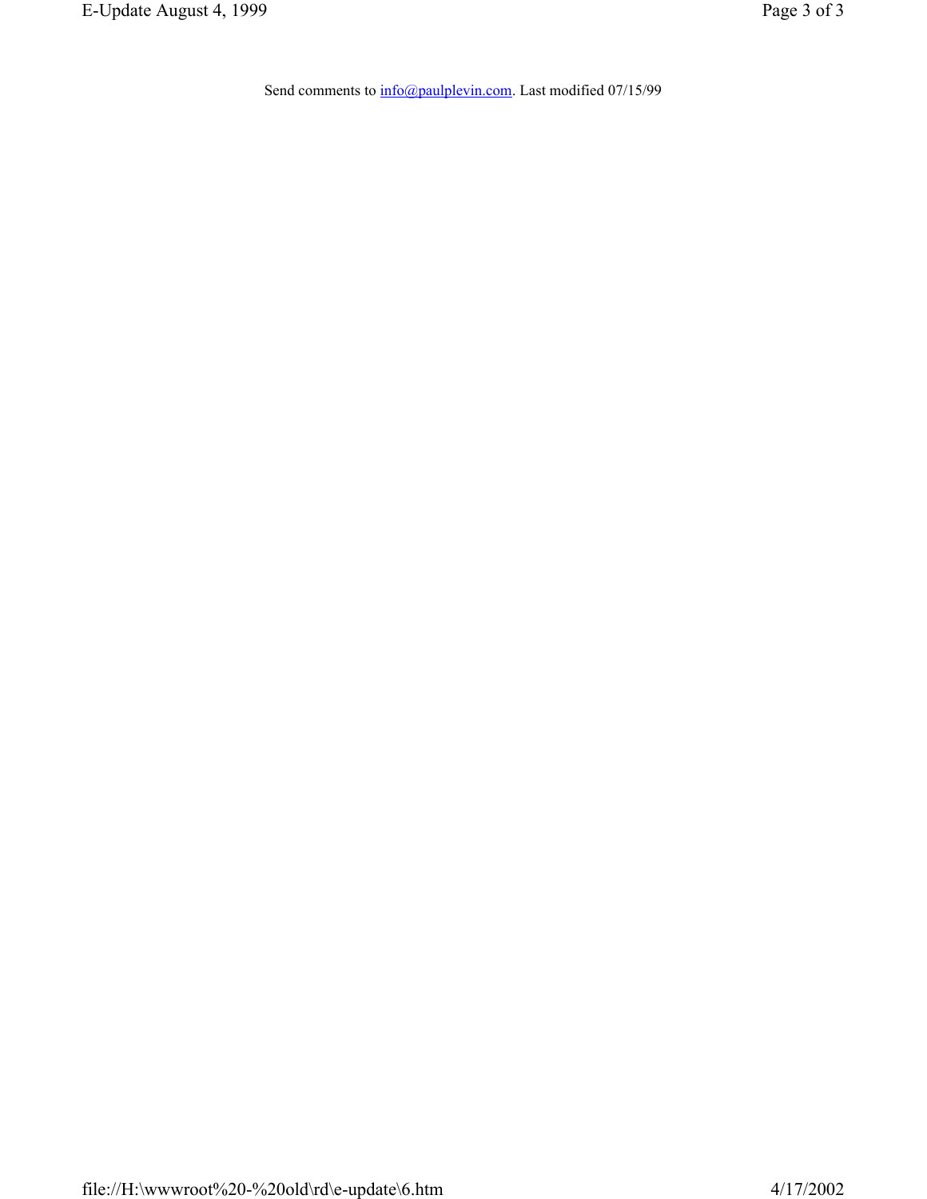Send comments to info@paulplevin.com. Last modified 07/15/99